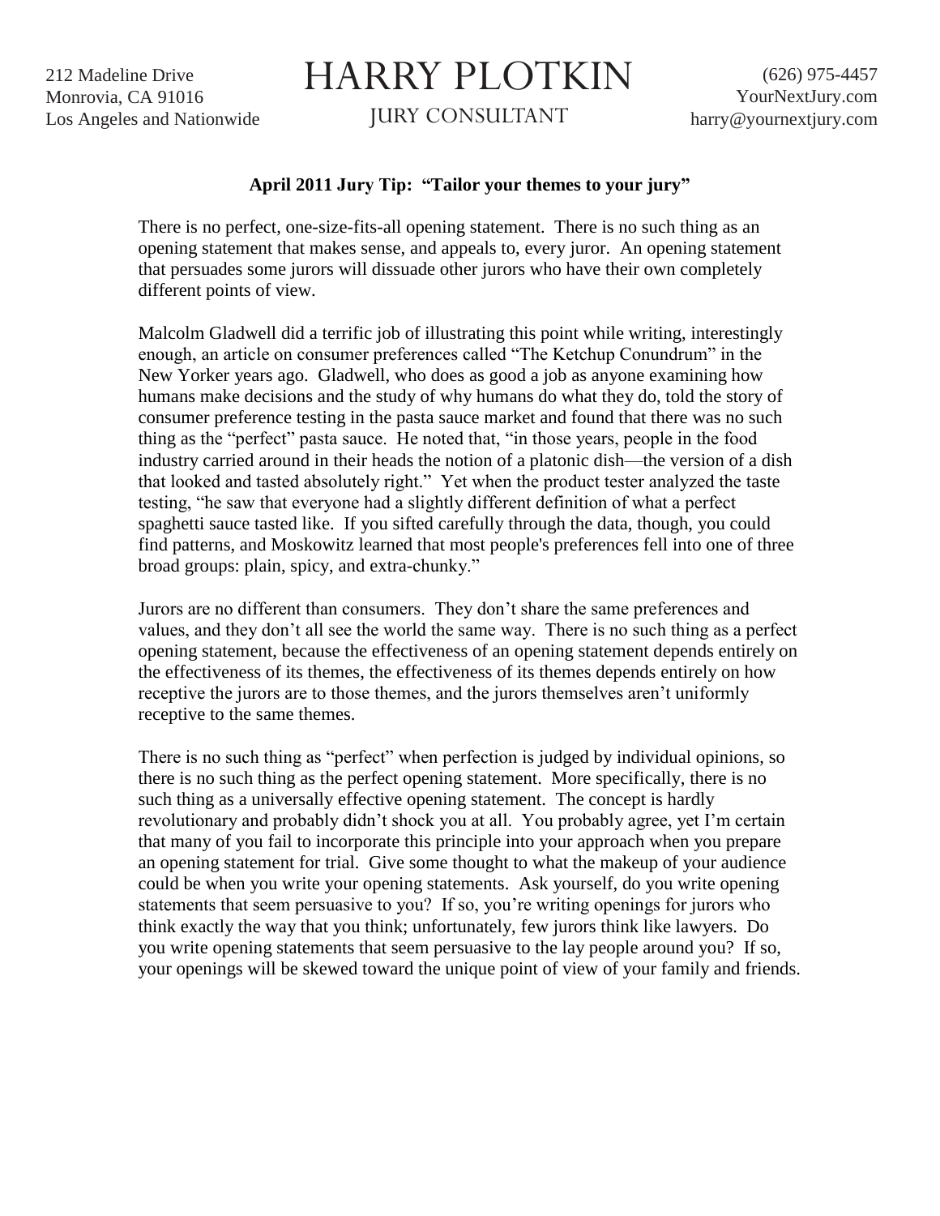212 Madeline Drive
Monrovia, CA 91016
Los Angeles and Nationwide

# HARRY PLOTKIN

JURY CONSULTANT

(626) 975-4457
YourNextJury.com
harry@yournextjury.com

**April 2011 Jury Tip: "Tailor your themes to your jury"**

There is no perfect, one-size-fits-all opening statement. There is no such thing as an opening statement that makes sense, and appeals to, every juror. An opening statement that persuades some jurors will dissuade other jurors who have their own completely different points of view.

Malcolm Gladwell did a terrific job of illustrating this point while writing, interestingly enough, an article on consumer preferences called "The Ketchup Conundrum" in the New Yorker years ago. Gladwell, who does as good a job as anyone examining how humans make decisions and the study of why humans do what they do, told the story of consumer preference testing in the pasta sauce market and found that there was no such thing as the "perfect" pasta sauce. He noted that, "in those years, people in the food industry carried around in their heads the notion of a platonic dish—the version of a dish that looked and tasted absolutely right." Yet when the product tester analyzed the taste testing, "he saw that everyone had a slightly different definition of what a perfect spaghetti sauce tasted like. If you sifted carefully through the data, though, you could find patterns, and Moskowitz learned that most people's preferences fell into one of three broad groups: plain, spicy, and extra-chunky."

Jurors are no different than consumers. They don't share the same preferences and values, and they don't all see the world the same way. There is no such thing as a perfect opening statement, because the effectiveness of an opening statement depends entirely on the effectiveness of its themes, the effectiveness of its themes depends entirely on how receptive the jurors are to those themes, and the jurors themselves aren't uniformly receptive to the same themes.

There is no such thing as "perfect" when perfection is judged by individual opinions, so there is no such thing as the perfect opening statement. More specifically, there is no such thing as a universally effective opening statement. The concept is hardly revolutionary and probably didn't shock you at all. You probably agree, yet I'm certain that many of you fail to incorporate this principle into your approach when you prepare an opening statement for trial. Give some thought to what the makeup of your audience could be when you write your opening statements. Ask yourself, do you write opening statements that seem persuasive to you? If so, you're writing openings for jurors who think exactly the way that you think; unfortunately, few jurors think like lawyers. Do you write opening statements that seem persuasive to the lay people around you? If so, your openings will be skewed toward the unique point of view of your family and friends.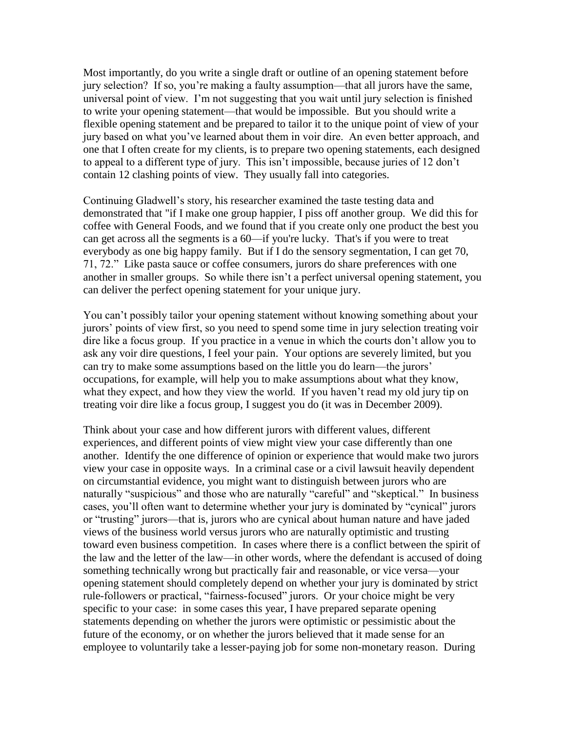Most importantly, do you write a single draft or outline of an opening statement before jury selection? If so, you're making a faulty assumption—that all jurors have the same, universal point of view. I'm not suggesting that you wait until jury selection is finished to write your opening statement—that would be impossible. But you should write a flexible opening statement and be prepared to tailor it to the unique point of view of your jury based on what you've learned about them in voir dire. An even better approach, and one that I often create for my clients, is to prepare two opening statements, each designed to appeal to a different type of jury. This isn't impossible, because juries of 12 don't contain 12 clashing points of view. They usually fall into categories.

Continuing Gladwell's story, his researcher examined the taste testing data and demonstrated that "if I make one group happier, I piss off another group. We did this for coffee with General Foods, and we found that if you create only one product the best you can get across all the segments is a 60—if you're lucky. That's if you were to treat everybody as one big happy family. But if I do the sensory segmentation, I can get 70, 71, 72." Like pasta sauce or coffee consumers, jurors do share preferences with one another in smaller groups. So while there isn't a perfect universal opening statement, you can deliver the perfect opening statement for your unique jury.

You can't possibly tailor your opening statement without knowing something about your jurors' points of view first, so you need to spend some time in jury selection treating voir dire like a focus group. If you practice in a venue in which the courts don't allow you to ask any voir dire questions, I feel your pain. Your options are severely limited, but you can try to make some assumptions based on the little you do learn—the jurors' occupations, for example, will help you to make assumptions about what they know, what they expect, and how they view the world. If you haven't read my old jury tip on treating voir dire like a focus group, I suggest you do (it was in December 2009).

Think about your case and how different jurors with different values, different experiences, and different points of view might view your case differently than one another. Identify the one difference of opinion or experience that would make two jurors view your case in opposite ways. In a criminal case or a civil lawsuit heavily dependent on circumstantial evidence, you might want to distinguish between jurors who are naturally "suspicious" and those who are naturally "careful" and "skeptical." In business cases, you'll often want to determine whether your jury is dominated by "cynical" jurors or "trusting" jurors—that is, jurors who are cynical about human nature and have jaded views of the business world versus jurors who are naturally optimistic and trusting toward even business competition. In cases where there is a conflict between the spirit of the law and the letter of the law—in other words, where the defendant is accused of doing something technically wrong but practically fair and reasonable, or vice versa—your opening statement should completely depend on whether your jury is dominated by strict rule-followers or practical, "fairness-focused" jurors. Or your choice might be very specific to your case: in some cases this year, I have prepared separate opening statements depending on whether the jurors were optimistic or pessimistic about the future of the economy, or on whether the jurors believed that it made sense for an employee to voluntarily take a lesser-paying job for some non-monetary reason. During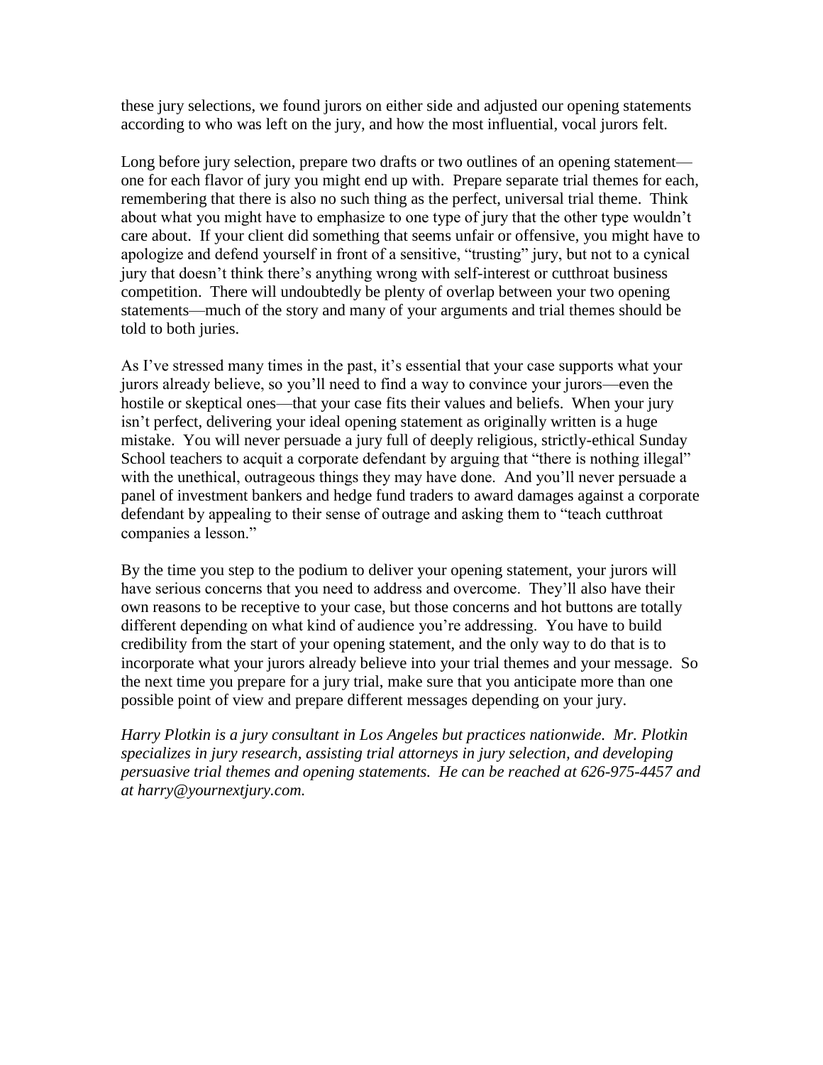these jury selections, we found jurors on either side and adjusted our opening statements according to who was left on the jury, and how the most influential, vocal jurors felt.

Long before jury selection, prepare two drafts or two outlines of an opening statement—one for each flavor of jury you might end up with. Prepare separate trial themes for each, remembering that there is also no such thing as the perfect, universal trial theme. Think about what you might have to emphasize to one type of jury that the other type wouldn't care about. If your client did something that seems unfair or offensive, you might have to apologize and defend yourself in front of a sensitive, "trusting" jury, but not to a cynical jury that doesn't think there's anything wrong with self-interest or cutthroat business competition. There will undoubtedly be plenty of overlap between your two opening statements—much of the story and many of your arguments and trial themes should be told to both juries.

As I've stressed many times in the past, it's essential that your case supports what your jurors already believe, so you'll need to find a way to convince your jurors—even the hostile or skeptical ones—that your case fits their values and beliefs. When your jury isn't perfect, delivering your ideal opening statement as originally written is a huge mistake. You will never persuade a jury full of deeply religious, strictly-ethical Sunday School teachers to acquit a corporate defendant by arguing that "there is nothing illegal" with the unethical, outrageous things they may have done. And you'll never persuade a panel of investment bankers and hedge fund traders to award damages against a corporate defendant by appealing to their sense of outrage and asking them to "teach cutthroat companies a lesson."

By the time you step to the podium to deliver your opening statement, your jurors will have serious concerns that you need to address and overcome. They'll also have their own reasons to be receptive to your case, but those concerns and hot buttons are totally different depending on what kind of audience you're addressing. You have to build credibility from the start of your opening statement, and the only way to do that is to incorporate what your jurors already believe into your trial themes and your message. So the next time you prepare for a jury trial, make sure that you anticipate more than one possible point of view and prepare different messages depending on your jury.

*Harry Plotkin is a jury consultant in Los Angeles but practices nationwide. Mr. Plotkin specializes in jury research, assisting trial attorneys in jury selection, and developing persuasive trial themes and opening statements. He can be reached at 626-975-4457 and at harry@yournextjury.com.*